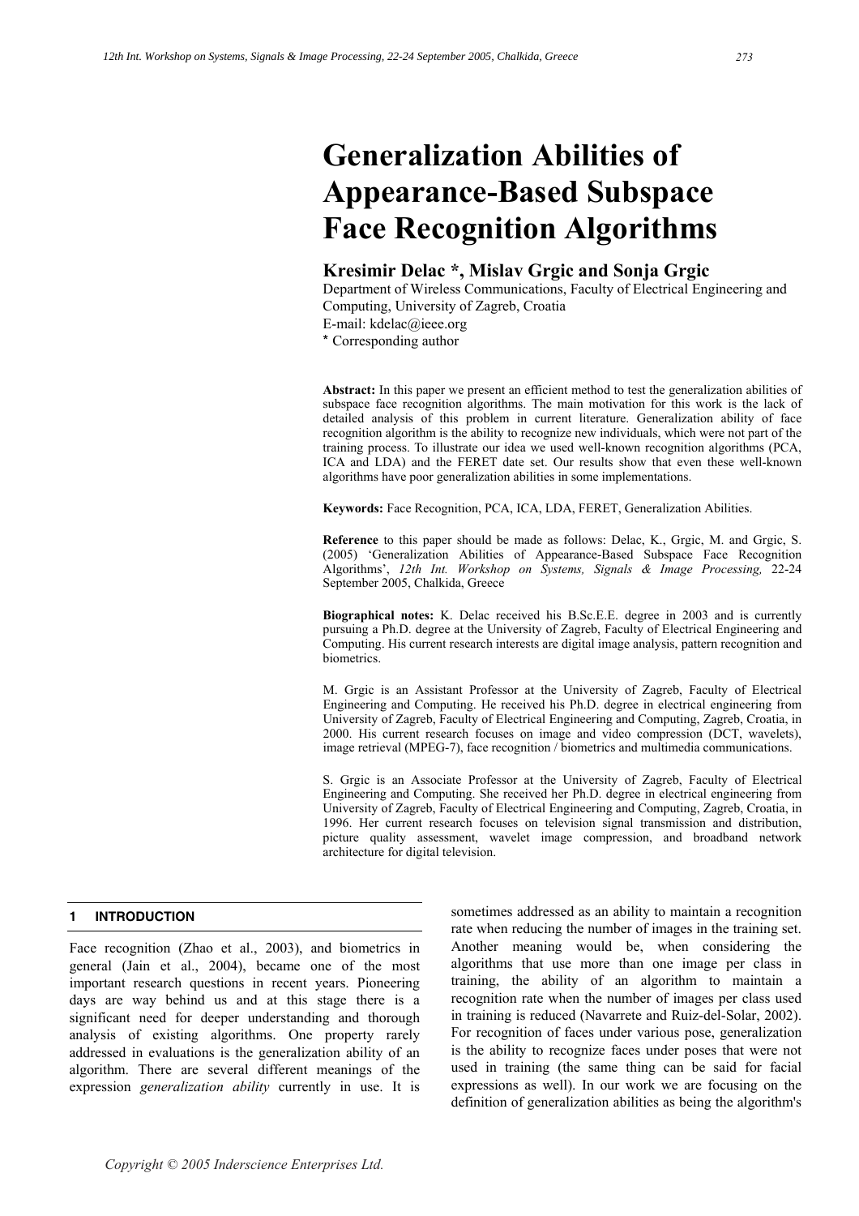# Generalization Abilities of Appearance-Based Subspace Face Recognition Algorithms

## Kresimir Delac *, Mislav Grgic and Sonja Grgic

Department of Wireless Communications, Faculty of Electrical Engineering and Computing, University of Zagreb, Croatia
E-mail: kdelac@ieee.org
* Corresponding author

**Abstract:** In this paper we present an efficient method to test the generalization abilities of subspace face recognition algorithms. The main motivation for this work is the lack of detailed analysis of this problem in current literature. Generalization ability of face recognition algorithm is the ability to recognize new individuals, which were not part of the training process. To illustrate our idea we used well-known recognition algorithms (PCA, ICA and LDA) and the FERET date set. Our results show that even these well-known algorithms have poor generalization abilities in some implementations.

**Keywords:** Face Recognition, PCA, ICA, LDA, FERET, Generalization Abilities.

**Reference** to this paper should be made as follows: Delac, K., Grgic, M. and Grgic, S. (2005) 'Generalization Abilities of Appearance-Based Subspace Face Recognition Algorithms', *12th Int. Workshop on Systems, Signals & Image Processing,* 22-24 September 2005, Chalkida, Greece

**Biographical notes:** K. Delac received his B.Sc.E.E. degree in 2003 and is currently pursuing a Ph.D. degree at the University of Zagreb, Faculty of Electrical Engineering and Computing. His current research interests are digital image analysis, pattern recognition and biometrics.

M. Grgic is an Assistant Professor at the University of Zagreb, Faculty of Electrical Engineering and Computing. He received his Ph.D. degree in electrical engineering from University of Zagreb, Faculty of Electrical Engineering and Computing, Zagreb, Croatia, in 2000. His current research focuses on image and video compression (DCT, wavelets), image retrieval (MPEG-7), face recognition / biometrics and multimedia communications.

S. Grgic is an Associate Professor at the University of Zagreb, Faculty of Electrical Engineering and Computing. She received her Ph.D. degree in electrical engineering from University of Zagreb, Faculty of Electrical Engineering and Computing, Zagreb, Croatia, in 1996. Her current research focuses on television signal transmission and distribution, picture quality assessment, wavelet image compression, and broadband network architecture for digital television.

## 1 INTRODUCTION

Face recognition (Zhao et al., 2003), and biometrics in general (Jain et al., 2004), became one of the most important research questions in recent years. Pioneering days are way behind us and at this stage there is a significant need for deeper understanding and thorough analysis of existing algorithms. One property rarely addressed in evaluations is the generalization ability of an algorithm. There are several different meanings of the expression *generalization ability* currently in use. It is sometimes addressed as an ability to maintain a recognition rate when reducing the number of images in the training set. Another meaning would be, when considering the algorithms that use more than one image per class in training, the ability of an algorithm to maintain a recognition rate when the number of images per class used in training is reduced (Navarrete and Ruiz-del-Solar, 2002). For recognition of faces under various pose, generalization is the ability to recognize faces under poses that were not used in training (the same thing can be said for facial expressions as well). In our work we are focusing on the definition of generalization abilities as being the algorithm's

Copyright © 2005 Inderscience Enterprises Ltd.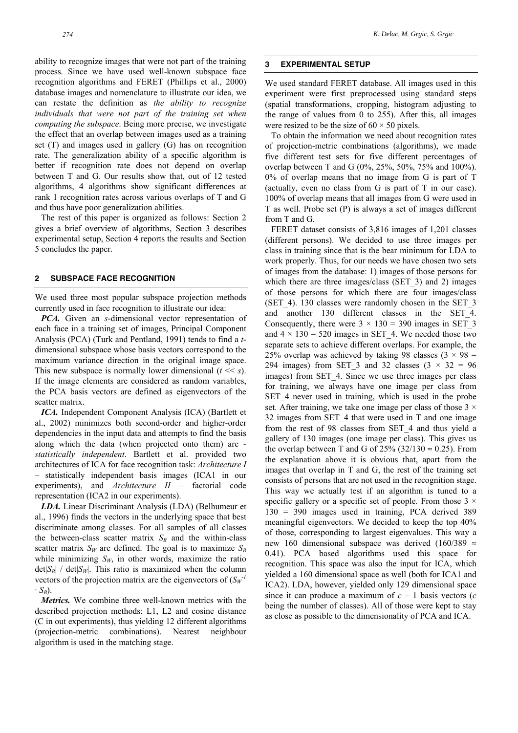ability to recognize images that were not part of the training process. Since we have used well-known subspace face recognition algorithms and FERET (Phillips et al., 2000) database images and nomenclature to illustrate our idea, we can restate the definition as *the ability to recognize individuals that were not part of the training set when computing the subspace*. Being more precise, we investigate the effect that an overlap between images used as a training set (T) and images used in gallery (G) has on recognition rate. The generalization ability of a specific algorithm is better if recognition rate does not depend on overlap between T and G. Our results show that, out of 12 tested algorithms, 4 algorithms show significant differences at rank 1 recognition rates across various overlaps of T and G and thus have poor generalization abilities.

The rest of this paper is organized as follows: Section 2 gives a brief overview of algorithms, Section 3 describes experimental setup, Section 4 reports the results and Section 5 concludes the paper.

## 2 SUBSPACE FACE RECOGNITION

We used three most popular subspace projection methods currently used in face recognition to illustrate our idea:

***PCA.*** Given an $s$-dimensional vector representation of each face in a training set of images, Principal Component Analysis (PCA) (Turk and Pentland, 1991) tends to find a $t$-dimensional subspace whose basis vectors correspond to the maximum variance direction in the original image space. This new subspace is normally lower dimensional ($t << s$). If the image elements are considered as random variables, the PCA basis vectors are defined as eigenvectors of the scatter matrix.

***ICA.*** Independent Component Analysis (ICA) (Bartlett et al., 2002) minimizes both second-order and higher-order dependencies in the input data and attempts to find the basis along which the data (when projected onto them) are - *statistically independent*. Bartlett et al. provided two architectures of ICA for face recognition task: *Architecture I* – statistically independent basis images (ICA1 in our experiments), and *Architecture II* – factorial code representation (ICA2 in our experiments).

***LDA.*** Linear Discriminant Analysis (LDA) (Belhumeur et al., 1996) finds the vectors in the underlying space that best discriminate among classes. For all samples of all classes the between-class scatter matrix $S_B$ and the within-class scatter matrix $S_W$ are defined. The goal is to maximize $S_B$ while minimizing $S_W$, in other words, maximize the ratio $\det|S_B| / \det|S_W|$. This ratio is maximized when the column vectors of the projection matrix are the eigenvectors of $(S_W^{-1} \cdot S_B)$.

***Metrics.*** We combine three well-known metrics with the described projection methods: L1, L2 and cosine distance (C in out experiments), thus yielding 12 different algorithms (projection-metric combinations). Nearest neighbour algorithm is used in the matching stage.

## 3 EXPERIMENTAL SETUP

We used standard FERET database. All images used in this experiment were first preprocessed using standard steps (spatial transformations, cropping, histogram adjusting to the range of values from 0 to 255). After this, all images were resized to be the size of $60 \times 50$ pixels.

To obtain the information we need about recognition rates of projection-metric combinations (algorithms), we made five different test sets for five different percentages of overlap between T and G (0%, 25%, 50%, 75% and 100%). 0% of overlap means that no image from G is part of T (actually, even no class from G is part of T in our case). 100% of overlap means that all images from G were used in T as well. Probe set (P) is always a set of images different from T and G.

FERET dataset consists of 3,816 images of 1,201 classes (different persons). We decided to use three images per class in training since that is the bear minimum for LDA to work properly. Thus, for our needs we have chosen two sets of images from the database: 1) images of those persons for which there are three images/class (SET_3) and 2) images of those persons for which there are four images/class (SET_4). 130 classes were randomly chosen in the SET_3 and another 130 different classes in the SET_4. Consequently, there were $3 \times 130 = 390$ images in SET_3 and $4 \times 130 = 520$ images in SET_4. We needed those two separate sets to achieve different overlaps. For example, the 25% overlap was achieved by taking 98 classes ($3 \times 98 = 294$ images) from SET_3 and 32 classes ($3 \times 32 = 96$ images) from SET_4. Since we use three images per class for training, we always have one image per class from SET_4 never used in training, which is used in the probe set. After training, we take one image per class of those $3 \times 32$ images from SET_4 that were used in T and one image from the rest of 98 classes from SET_4 and thus yield a gallery of 130 images (one image per class). This gives us the overlap between T and G of 25% ($32/130 \approx 0.25$). From the explanation above it is obvious that, apart from the images that overlap in T and G, the rest of the training set consists of persons that are not used in the recognition stage. This way we actually test if an algorithm is tuned to a specific gallery or a specific set of people. From those $3 \times 130 = 390$ images used in training, PCA derived 389 meaningful eigenvectors. We decided to keep the top 40% of those, corresponding to largest eigenvalues. This way a new 160 dimensional subspace was derived ($160/389 \approx 0.41$). PCA based algorithms used this space for recognition. This space was also the input for ICA, which yielded a 160 dimensional space as well (both for ICA1 and ICA2). LDA, however, yielded only 129 dimensional space since it can produce a maximum of $c - 1$ basis vectors ($c$ being the number of classes). All of those were kept to stay as close as possible to the dimensionality of PCA and ICA.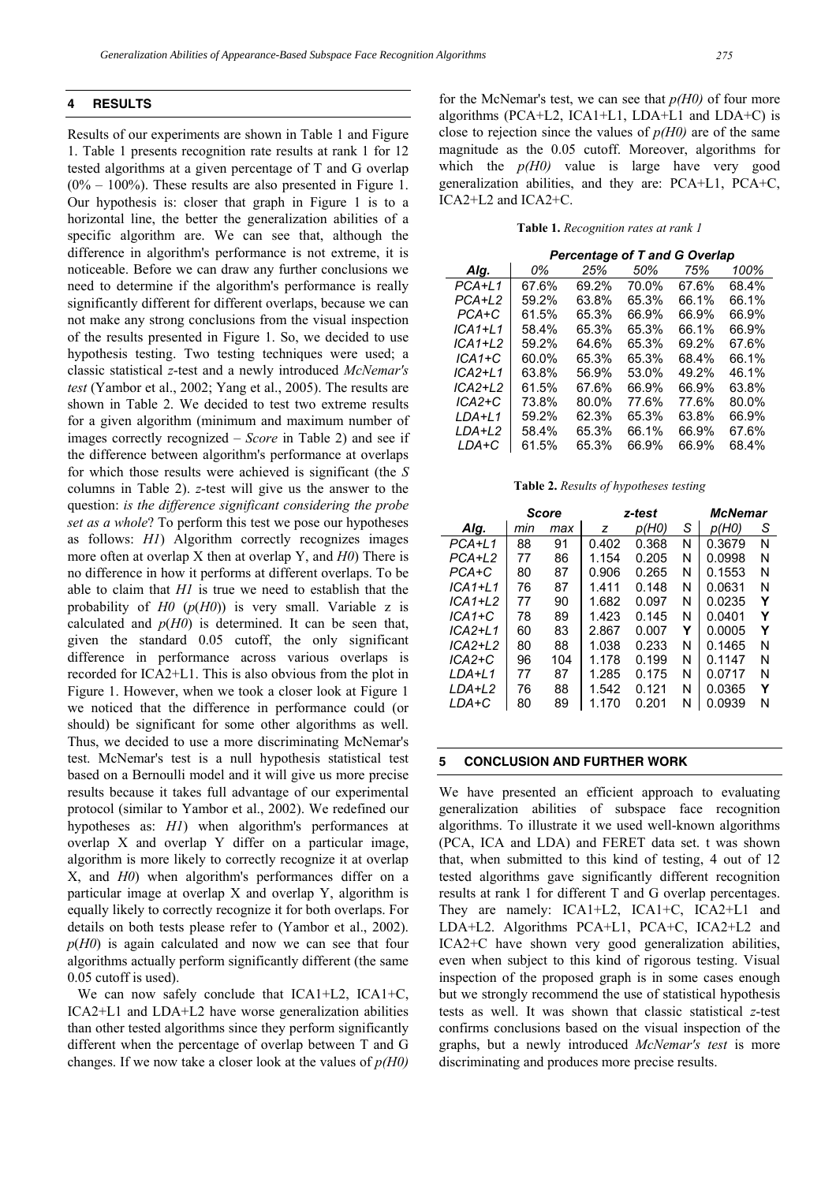## 4 RESULTS

Results of our experiments are shown in Table 1 and Figure 1. Table 1 presents recognition rate results at rank 1 for 12 tested algorithms at a given percentage of T and G overlap (0% – 100%). These results are also presented in Figure 1. Our hypothesis is: closer that graph in Figure 1 is to a horizontal line, the better the generalization abilities of a specific algorithm are. We can see that, although the difference in algorithm's performance is not extreme, it is noticeable. Before we can draw any further conclusions we need to determine if the algorithm's performance is really significantly different for different overlaps, because we can not make any strong conclusions from the visual inspection of the results presented in Figure 1. So, we decided to use hypothesis testing. Two testing techniques were used; a classic statistical *z*-test and a newly introduced *McNemar's test* (Yambor et al., 2002; Yang et al., 2005). The results are shown in Table 2. We decided to test two extreme results for a given algorithm (minimum and maximum number of images correctly recognized – *Score* in Table 2) and see if the difference between algorithm's performance at overlaps for which those results were achieved is significant (the *S* columns in Table 2). *z*-test will give us the answer to the question: *is the difference significant considering the probe set as a whole*? To perform this test we pose our hypotheses as follows: *H1*) Algorithm correctly recognizes images more often at overlap X then at overlap Y, and *H0*) There is no difference in how it performs at different overlaps. To be able to claim that *H1* is true we need to establish that the probability of *H0* (*p*(*H0*)) is very small. Variable z is calculated and *p*(*H0*) is determined. It can be seen that, given the standard 0.05 cutoff, the only significant difference in performance across various overlaps is recorded for ICA2+L1. This is also obvious from the plot in Figure 1. However, when we took a closer look at Figure 1 we noticed that the difference in performance could (or should) be significant for some other algorithms as well. Thus, we decided to use a more discriminating McNemar's test. McNemar's test is a null hypothesis statistical test based on a Bernoulli model and it will give us more precise results because it takes full advantage of our experimental protocol (similar to Yambor et al., 2002). We redefined our hypotheses as: *H1*) when algorithm's performances at overlap X and overlap Y differ on a particular image, algorithm is more likely to correctly recognize it at overlap X, and *H0*) when algorithm's performances differ on a particular image at overlap X and overlap Y, algorithm is equally likely to correctly recognize it for both overlaps. For details on both tests please refer to (Yambor et al., 2002). *p*(*H0*) is again calculated and now we can see that four algorithms actually perform significantly different (the same 0.05 cutoff is used).

We can now safely conclude that ICA1+L2, ICA1+C, ICA2+L1 and LDA+L2 have worse generalization abilities than other tested algorithms since they perform significantly different when the percentage of overlap between T and G changes. If we now take a closer look at the values of *p(H0)* for the McNemar's test, we can see that *p(H0)* of four more algorithms (PCA+L2, ICA1+L1, LDA+L1 and LDA+C) is close to rejection since the values of *p(H0)* are of the same magnitude as the 0.05 cutoff. Moreover, algorithms for which the *p(H0)* value is large have very good generalization abilities, and they are: PCA+L1, PCA+C, ICA2+L2 and ICA2+C.

**Table 1.** *Recognition rates at rank 1*

| | *Percentage of T and G Overlap* | | | | |
|---|---|---|---|---|---|
| ***Alg.*** | *0%* | *25%* | *50%* | *75%* | *100%* |
| *PCA+L1* | 67.6% | 69.2% | 70.0% | 67.6% | 68.4% |
| *PCA+L2* | 59.2% | 63.8% | 65.3% | 66.1% | 66.1% |
| *PCA+C* | 61.5% | 65.3% | 66.9% | 66.9% | 66.9% |
| *ICA1+L1* | 58.4% | 65.3% | 65.3% | 66.1% | 66.9% |
| *ICA1+L2* | 59.2% | 64.6% | 65.3% | 69.2% | 67.6% |
| *ICA1+C* | 60.0% | 65.3% | 65.3% | 68.4% | 66.1% |
| *ICA2+L1* | 63.8% | 56.9% | 53.0% | 49.2% | 46.1% |
| *ICA2+L2* | 61.5% | 67.6% | 66.9% | 66.9% | 63.8% |
| *ICA2+C* | 73.8% | 80.0% | 77.6% | 77.6% | 80.0% |
| *LDA+L1* | 59.2% | 62.3% | 65.3% | 63.8% | 66.9% |
| *LDA+L2* | 58.4% | 65.3% | 66.1% | 66.9% | 67.6% |
| *LDA+C* | 61.5% | 65.3% | 66.9% | 66.9% | 68.4% |

**Table 2.** *Results of hypotheses testing*

| | *Score* | | *z-test* | | | *McNemar* | |
|---|---|---|---|---|---|---|---|
| ***Alg.*** | *min* | *max* | *z* | *p(H0)* | *S* | *p(H0)* | *S* |
| *PCA+L1* | 88 | 91 | 0.402 | 0.368 | N | 0.3679 | N |
| *PCA+L2* | 77 | 86 | 1.154 | 0.205 | N | 0.0998 | N |
| *PCA+C* | 80 | 87 | 0.906 | 0.265 | N | 0.1553 | N |
| *ICA1+L1* | 76 | 87 | 1.411 | 0.148 | N | 0.0631 | N |
| *ICA1+L2* | 77 | 90 | 1.682 | 0.097 | N | 0.0235 | **Y** |
| *ICA1+C* | 78 | 89 | 1.423 | 0.145 | N | 0.0401 | **Y** |
| *ICA2+L1* | 60 | 83 | 2.867 | 0.007 | **Y** | 0.0005 | **Y** |
| *ICA2+L2* | 80 | 88 | 1.038 | 0.233 | N | 0.1465 | N |
| *ICA2+C* | 96 | 104 | 1.178 | 0.199 | N | 0.1147 | N |
| *LDA+L1* | 77 | 87 | 1.285 | 0.175 | N | 0.0717 | N |
| *LDA+L2* | 76 | 88 | 1.542 | 0.121 | N | 0.0365 | **Y** |
| *LDA+C* | 80 | 89 | 1.170 | 0.201 | N | 0.0939 | N |

## 5 CONCLUSION AND FURTHER WORK

We have presented an efficient approach to evaluating generalization abilities of subspace face recognition algorithms. To illustrate it we used well-known algorithms (PCA, ICA and LDA) and FERET data set. t was shown that, when submitted to this kind of testing, 4 out of 12 tested algorithms gave significantly different recognition results at rank 1 for different T and G overlap percentages. They are namely: ICA1+L2, ICA1+C, ICA2+L1 and LDA+L2. Algorithms PCA+L1, PCA+C, ICA2+L2 and ICA2+C have shown very good generalization abilities, even when subject to this kind of rigorous testing. Visual inspection of the proposed graph is in some cases enough but we strongly recommend the use of statistical hypothesis tests as well. It was shown that classic statistical *z*-test confirms conclusions based on the visual inspection of the graphs, but a newly introduced *McNemar's test* is more discriminating and produces more precise results.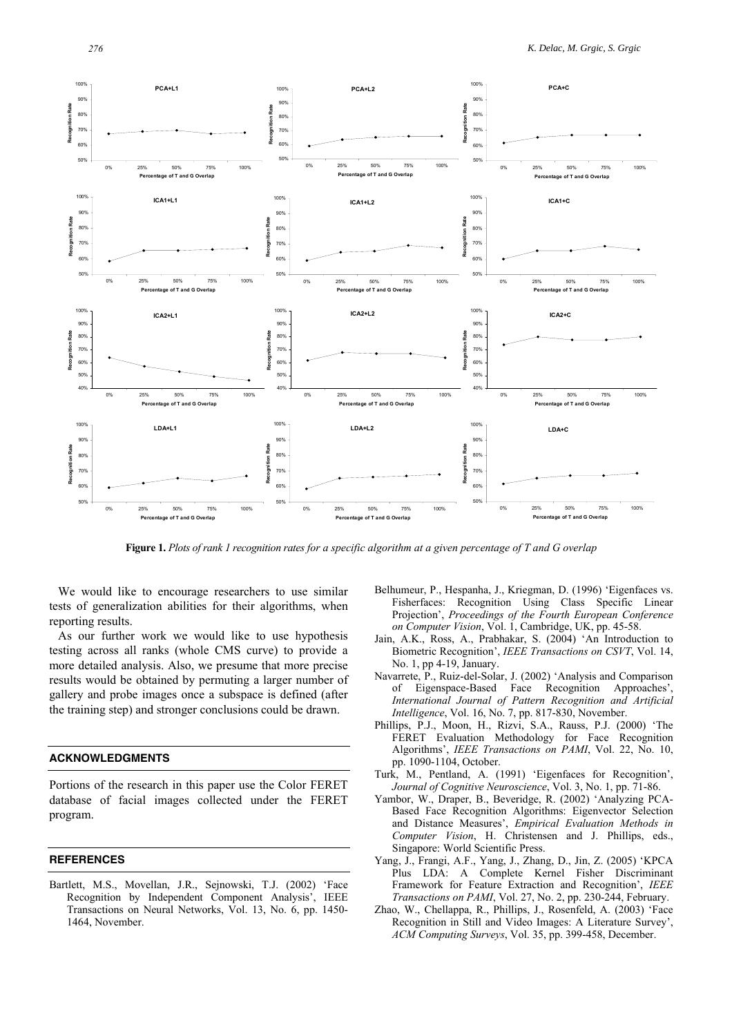PCA+L1

100%
90%
80%
70%
60%
50%

Recognition Rate

0% 25% 50% 75% 100%

Percentage of T and G Overlap

PCA+L2

100%
90%
80%
70%
60%
50%

Recognition Rate

0% 25% 50% 75% 100%

Percentage of T and G Overlap

PCA+C

100%
90%
80%
70%
60%
50%

Recognition Rate

0% 25% 50% 75% 100%

Percentage of T and G Overlap

ICA1+L1

100%
90%
80%
70%
60%
50%

Recognition Rate

0% 25% 50% 75% 100%

Percentage of T and G Overlap

ICA1+L2

100%
90%
80%
70%
60%
50%

Recognition Rate

0% 25% 50% 75% 100%

Percentage of T and G Overlap

ICA1+C

100%
90%
80%
70%
60%
50%

Recognition Rate

0% 25% 50% 75% 100%

Percentage of T and G Overlap

ICA2+L1

100%
90%
80%
70%
60%
50%
40%

Recognition Rate

0% 25% 50% 75% 100%

Percentage of T and G Overlap

ICA2+L2

100%
90%
80%
70%
60%
50%
40%

Recognition Rate

0% 25% 50% 75% 100%

Percentage of T and G Overlap

ICA2+C

100%
90%
80%
70%
60%
50%
40%

Recognition Rate

0% 25% 50% 75% 100%

Percentage of T and G Overlap

LDA+L1

100%
90%
80%
70%
60%
50%

Recognition Rate

0% 25% 50% 75% 100%

Percentage of T and G Overlap

LDA+L2

100%
90%
80%
70%
60%
50%

Recognition Rate

0% 25% 50% 75% 100%

Percentage of T and G Overlap

LDA+C

100%
90%
80%
70%
60%
50%

Recognition Rate

0% 25% 50% 75% 100%

Percentage of T and G Overlap

**Figure 1.** *Plots of rank 1 recognition rates for a specific algorithm at a given percentage of T and G overlap*

We would like to encourage researchers to use similar tests of generalization abilities for their algorithms, when reporting results.

As our further work we would like to use hypothesis testing across all ranks (whole CMS curve) to provide a more detailed analysis. Also, we presume that more precise results would be obtained by permuting a larger number of gallery and probe images once a subspace is defined (after the training step) and stronger conclusions could be drawn.

## ACKNOWLEDGMENTS

Portions of the research in this paper use the Color FERET database of facial images collected under the FERET program.

## REFERENCES

Bartlett, M.S., Movellan, J.R., Sejnowski, T.J. (2002) 'Face Recognition by Independent Component Analysis', IEEE Transactions on Neural Networks, Vol. 13, No. 6, pp. 1450-1464, November.

Belhumeur, P., Hespanha, J., Kriegman, D. (1996) 'Eigenfaces vs. Fisherfaces: Recognition Using Class Specific Linear Projection', *Proceedings of the Fourth European Conference on Computer Vision*, Vol. 1, Cambridge, UK, pp. 45-58.

Jain, A.K., Ross, A., Prabhakar, S. (2004) 'An Introduction to Biometric Recognition', *IEEE Transactions on CSVT*, Vol. 14, No. 1, pp 4-19, January.

Navarrete, P., Ruiz-del-Solar, J. (2002) 'Analysis and Comparison of Eigenspace-Based Face Recognition Approaches', *International Journal of Pattern Recognition and Artificial Intelligence*, Vol. 16, No. 7, pp. 817-830, November.

Phillips, P.J., Moon, H., Rizvi, S.A., Rauss, P.J. (2000) 'The FERET Evaluation Methodology for Face Recognition Algorithms', *IEEE Transactions on PAMI*, Vol. 22, No. 10, pp. 1090-1104, October.

Turk, M., Pentland, A. (1991) 'Eigenfaces for Recognition', *Journal of Cognitive Neuroscience*, Vol. 3, No. 1, pp. 71-86.

Yambor, W., Draper, B., Beveridge, R. (2002) 'Analyzing PCA-Based Face Recognition Algorithms: Eigenvector Selection and Distance Measures', *Empirical Evaluation Methods in Computer Vision*, H. Christensen and J. Phillips, eds., Singapore: World Scientific Press.

Yang, J., Frangi, A.F., Yang, J., Zhang, D., Jin, Z. (2005) 'KPCA Plus LDA: A Complete Kernel Fisher Discriminant Framework for Feature Extraction and Recognition', *IEEE Transactions on PAMI*, Vol. 27, No. 2, pp. 230-244, February.

Zhao, W., Chellappa, R., Phillips, J., Rosenfeld, A. (2003) 'Face Recognition in Still and Video Images: A Literature Survey', *ACM Computing Surveys*, Vol. 35, pp. 399-458, December.